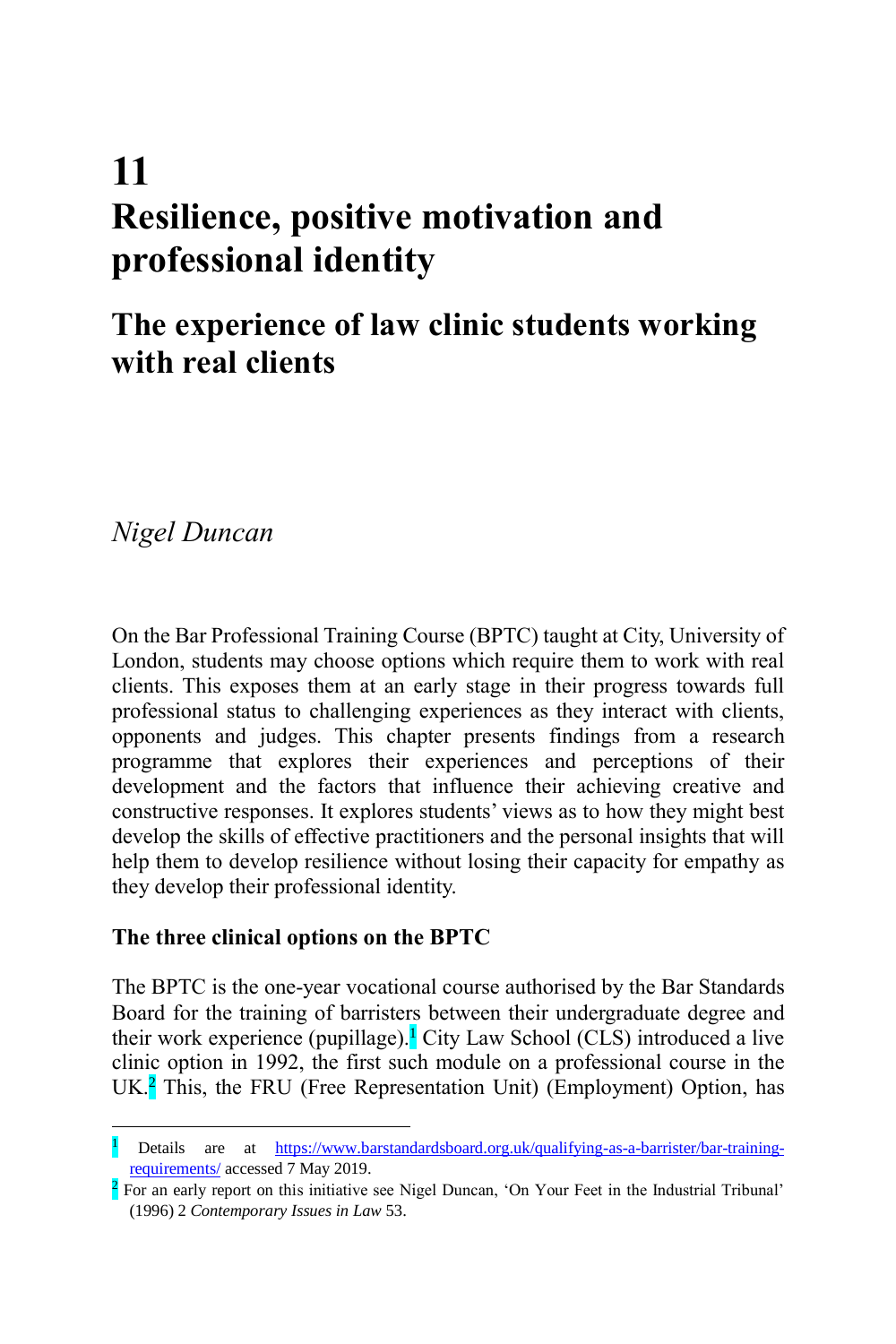# 11
# Resilience, positive motivation and professional identity

## The experience of law clinic students working with real clients

*Nigel Duncan*

On the Bar Professional Training Course (BPTC) taught at City, University of London, students may choose options which require them to work with real clients. This exposes them at an early stage in their progress towards full professional status to challenging experiences as they interact with clients, opponents and judges. This chapter presents findings from a research programme that explores their experiences and perceptions of their development and the factors that influence their achieving creative and constructive responses. It explores students' views as to how they might best develop the skills of effective practitioners and the personal insights that will help them to develop resilience without losing their capacity for empathy as they develop their professional identity.

### The three clinical options on the BPTC

The BPTC is the one-year vocational course authorised by the Bar Standards Board for the training of barristers between their undergraduate degree and their work experience (pupillage).[1] City Law School (CLS) introduced a live clinic option in 1992, the first such module on a professional course in the UK.[2] This, the FRU (Free Representation Unit) (Employment) Option, has

---

[1] Details are at https://www.barstandardsboard.org.uk/qualifying-as-a-barrister/bar-training-requirements/ accessed 7 May 2019.

[2] For an early report on this initiative see Nigel Duncan, 'On Your Feet in the Industrial Tribunal' (1996) 2 *Contemporary Issues in Law* 53.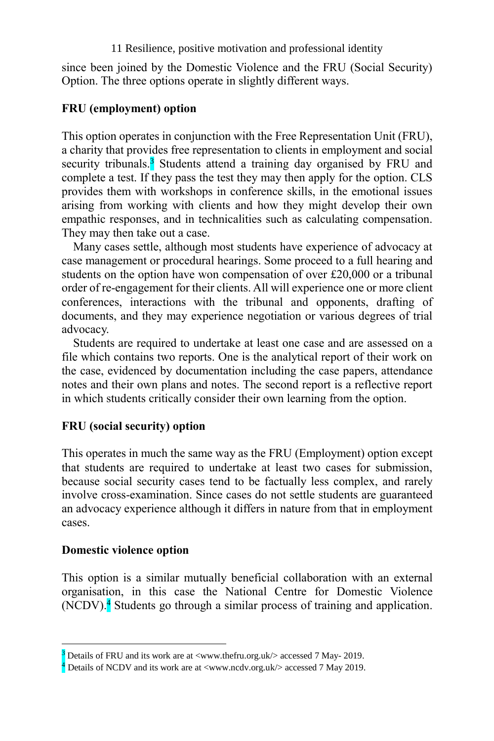since been joined by the Domestic Violence and the FRU (Social Security) Option. The three options operate in slightly different ways.

### FRU (employment) option

This option operates in conjunction with the Free Representation Unit (FRU), a charity that provides free representation to clients in employment and social security tribunals.[3] Students attend a training day organised by FRU and complete a test. If they pass the test they may then apply for the option. CLS provides them with workshops in conference skills, in the emotional issues arising from working with clients and how they might develop their own empathic responses, and in technicalities such as calculating compensation. They may then take out a case.

Many cases settle, although most students have experience of advocacy at case management or procedural hearings. Some proceed to a full hearing and students on the option have won compensation of over £20,000 or a tribunal order of re-engagement for their clients. All will experience one or more client conferences, interactions with the tribunal and opponents, drafting of documents, and they may experience negotiation or various degrees of trial advocacy.

Students are required to undertake at least one case and are assessed on a file which contains two reports. One is the analytical report of their work on the case, evidenced by documentation including the case papers, attendance notes and their own plans and notes. The second report is a reflective report in which students critically consider their own learning from the option.

### FRU (social security) option

This operates in much the same way as the FRU (Employment) option except that students are required to undertake at least two cases for submission, because social security cases tend to be factually less complex, and rarely involve cross-examination. Since cases do not settle students are guaranteed an advocacy experience although it differs in nature from that in employment cases.

### Domestic violence option

This option is a similar mutually beneficial collaboration with an external organisation, in this case the National Centre for Domestic Violence (NCDV).[4] Students go through a similar process of training and application.

---

[3] Details of FRU and its work are at <www.thefru.org.uk/> accessed 7 May- 2019.

[4] Details of NCDV and its work are at <www.ncdv.org.uk/> accessed 7 May 2019.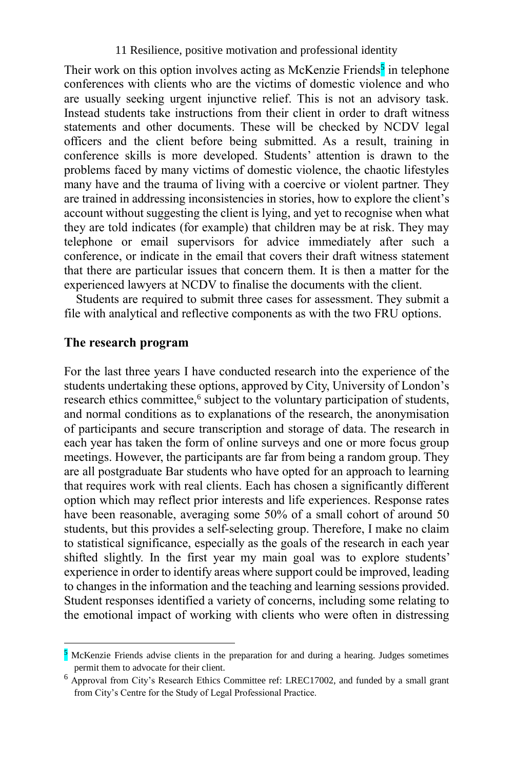Their work on this option involves acting as McKenzie Friends[5] in telephone conferences with clients who are the victims of domestic violence and who are usually seeking urgent injunctive relief. This is not an advisory task. Instead students take instructions from their client in order to draft witness statements and other documents. These will be checked by NCDV legal officers and the client before being submitted. As a result, training in conference skills is more developed. Students' attention is drawn to the problems faced by many victims of domestic violence, the chaotic lifestyles many have and the trauma of living with a coercive or violent partner. They are trained in addressing inconsistencies in stories, how to explore the client's account without suggesting the client is lying, and yet to recognise when what they are told indicates (for example) that children may be at risk. They may telephone or email supervisors for advice immediately after such a conference, or indicate in the email that covers their draft witness statement that there are particular issues that concern them. It is then a matter for the experienced lawyers at NCDV to finalise the documents with the client.

Students are required to submit three cases for assessment. They submit a file with analytical and reflective components as with the two FRU options.

## The research program

For the last three years I have conducted research into the experience of the students undertaking these options, approved by City, University of London's research ethics committee,[6] subject to the voluntary participation of students, and normal conditions as to explanations of the research, the anonymisation of participants and secure transcription and storage of data. The research in each year has taken the form of online surveys and one or more focus group meetings. However, the participants are far from being a random group. They are all postgraduate Bar students who have opted for an approach to learning that requires work with real clients. Each has chosen a significantly different option which may reflect prior interests and life experiences. Response rates have been reasonable, averaging some 50% of a small cohort of around 50 students, but this provides a self-selecting group. Therefore, I make no claim to statistical significance, especially as the goals of the research in each year shifted slightly. In the first year my main goal was to explore students' experience in order to identify areas where support could be improved, leading to changes in the information and the teaching and learning sessions provided. Student responses identified a variety of concerns, including some relating to the emotional impact of working with clients who were often in distressing

[5] McKenzie Friends advise clients in the preparation for and during a hearing. Judges sometimes permit them to advocate for their client.

[6] Approval from City's Research Ethics Committee ref: LREC17002, and funded by a small grant from City's Centre for the Study of Legal Professional Practice.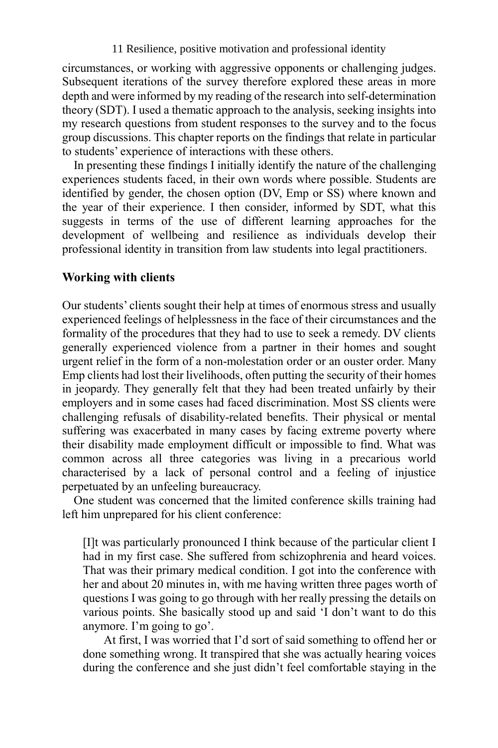circumstances, or working with aggressive opponents or challenging judges. Subsequent iterations of the survey therefore explored these areas in more depth and were informed by my reading of the research into self-determination theory (SDT). I used a thematic approach to the analysis, seeking insights into my research questions from student responses to the survey and to the focus group discussions. This chapter reports on the findings that relate in particular to students' experience of interactions with these others.

In presenting these findings I initially identify the nature of the challenging experiences students faced, in their own words where possible. Students are identified by gender, the chosen option (DV, Emp or SS) where known and the year of their experience. I then consider, informed by SDT, what this suggests in terms of the use of different learning approaches for the development of wellbeing and resilience as individuals develop their professional identity in transition from law students into legal practitioners.

## Working with clients

Our students' clients sought their help at times of enormous stress and usually experienced feelings of helplessness in the face of their circumstances and the formality of the procedures that they had to use to seek a remedy. DV clients generally experienced violence from a partner in their homes and sought urgent relief in the form of a non-molestation order or an ouster order. Many Emp clients had lost their livelihoods, often putting the security of their homes in jeopardy. They generally felt that they had been treated unfairly by their employers and in some cases had faced discrimination. Most SS clients were challenging refusals of disability-related benefits. Their physical or mental suffering was exacerbated in many cases by facing extreme poverty where their disability made employment difficult or impossible to find. What was common across all three categories was living in a precarious world characterised by a lack of personal control and a feeling of injustice perpetuated by an unfeeling bureaucracy.

One student was concerned that the limited conference skills training had left him unprepared for his client conference:

> [I]t was particularly pronounced I think because of the particular client I had in my first case. She suffered from schizophrenia and heard voices. That was their primary medical condition. I got into the conference with her and about 20 minutes in, with me having written three pages worth of questions I was going to go through with her really pressing the details on various points. She basically stood up and said 'I don't want to do this anymore. I'm going to go'.
>
> At first, I was worried that I'd sort of said something to offend her or done something wrong. It transpired that she was actually hearing voices during the conference and she just didn't feel comfortable staying in the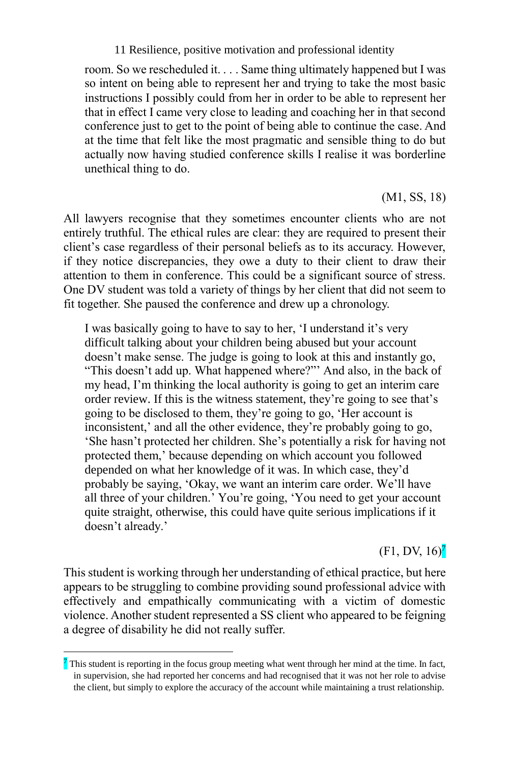> room. So we rescheduled it. . . . Same thing ultimately happened but I was so intent on being able to represent her and trying to take the most basic instructions I possibly could from her in order to be able to represent her that in effect I came very close to leading and coaching her in that second conference just to get to the point of being able to continue the case. And at the time that felt like the most pragmatic and sensible thing to do but actually now having studied conference skills I realise it was borderline unethical thing to do.
>
> (M1, SS, 18)

All lawyers recognise that they sometimes encounter clients who are not entirely truthful. The ethical rules are clear: they are required to present their client's case regardless of their personal beliefs as to its accuracy. However, if they notice discrepancies, they owe a duty to their client to draw their attention to them in conference. This could be a significant source of stress. One DV student was told a variety of things by her client that did not seem to fit together. She paused the conference and drew up a chronology.

> I was basically going to have to say to her, 'I understand it's very difficult talking about your children being abused but your account doesn't make sense. The judge is going to look at this and instantly go, "This doesn't add up. What happened where?"' And also, in the back of my head, I'm thinking the local authority is going to get an interim care order review. If this is the witness statement, they're going to see that's going to be disclosed to them, they're going to go, 'Her account is inconsistent,' and all the other evidence, they're probably going to go, 'She hasn't protected her children. She's potentially a risk for having not protected them,' because depending on which account you followed depended on what her knowledge of it was. In which case, they'd probably be saying, 'Okay, we want an interim care order. We'll have all three of your children.' You're going, 'You need to get your account quite straight, otherwise, this could have quite serious implications if it doesn't already.'
>
> (F1, DV, 16)[7]

This student is working through her understanding of ethical practice, but here appears to be struggling to combine providing sound professional advice with effectively and empathically communicating with a victim of domestic violence. Another student represented a SS client who appeared to be feigning a degree of disability he did not really suffer.

---

[7] This student is reporting in the focus group meeting what went through her mind at the time. In fact, in supervision, she had reported her concerns and had recognised that it was not her role to advise the client, but simply to explore the accuracy of the account while maintaining a trust relationship.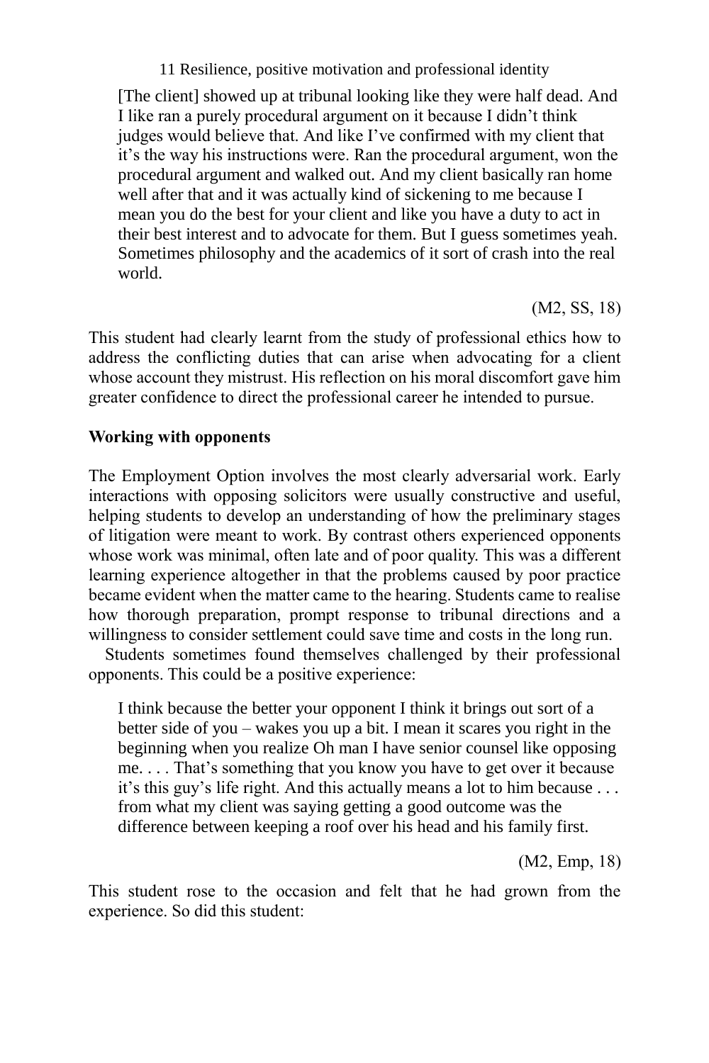> [The client] showed up at tribunal looking like they were half dead. And I like ran a purely procedural argument on it because I didn't think judges would believe that. And like I've confirmed with my client that it's the way his instructions were. Ran the procedural argument, won the procedural argument and walked out. And my client basically ran home well after that and it was actually kind of sickening to me because I mean you do the best for your client and like you have a duty to act in their best interest and to advocate for them. But I guess sometimes yeah. Sometimes philosophy and the academics of it sort of crash into the real world.
>
> (M2, SS, 18)

This student had clearly learnt from the study of professional ethics how to address the conflicting duties that can arise when advocating for a client whose account they mistrust. His reflection on his moral discomfort gave him greater confidence to direct the professional career he intended to pursue.

**Working with opponents**

The Employment Option involves the most clearly adversarial work. Early interactions with opposing solicitors were usually constructive and useful, helping students to develop an understanding of how the preliminary stages of litigation were meant to work. By contrast others experienced opponents whose work was minimal, often late and of poor quality. This was a different learning experience altogether in that the problems caused by poor practice became evident when the matter came to the hearing. Students came to realise how thorough preparation, prompt response to tribunal directions and a willingness to consider settlement could save time and costs in the long run.

Students sometimes found themselves challenged by their professional opponents. This could be a positive experience:

> I think because the better your opponent I think it brings out sort of a better side of you – wakes you up a bit. I mean it scares you right in the beginning when you realize Oh man I have senior counsel like opposing me. . . . That's something that you know you have to get over it because it's this guy's life right. And this actually means a lot to him because . . . from what my client was saying getting a good outcome was the difference between keeping a roof over his head and his family first.
>
> (M2, Emp, 18)

This student rose to the occasion and felt that he had grown from the experience. So did this student: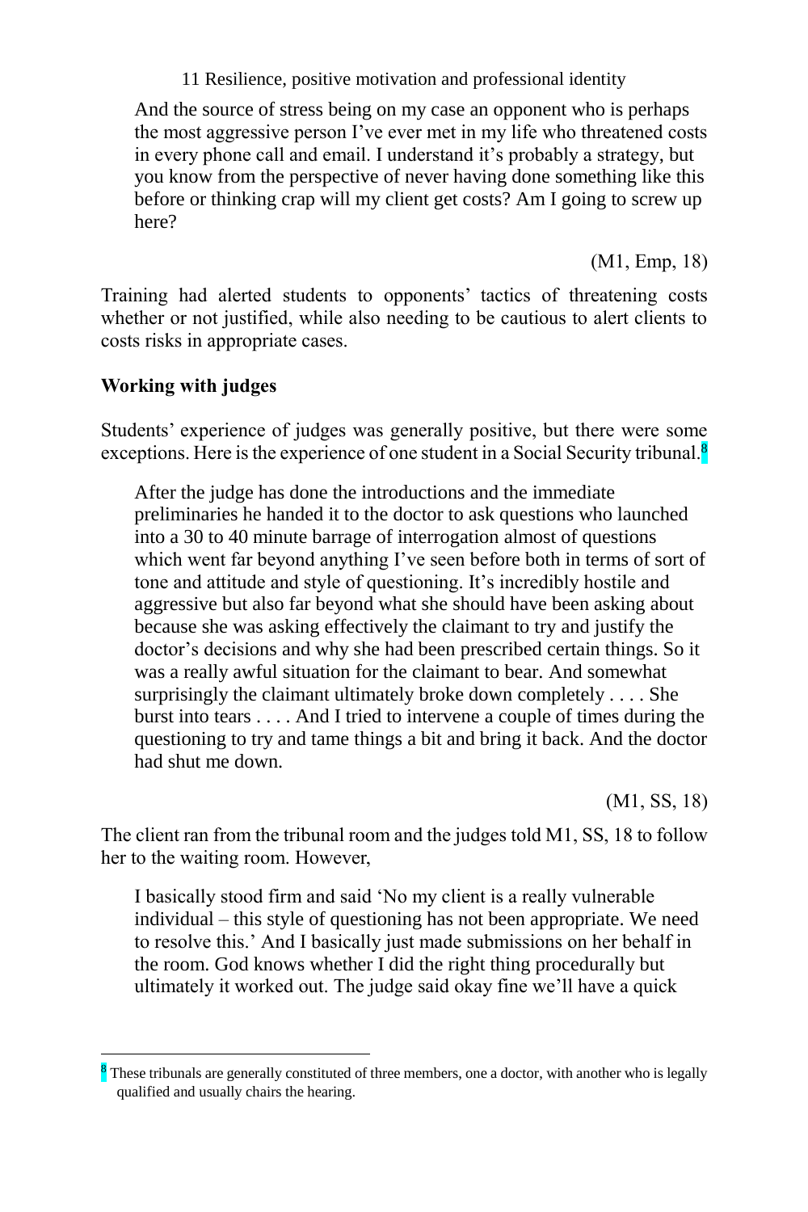> And the source of stress being on my case an opponent who is perhaps the most aggressive person I've ever met in my life who threatened costs in every phone call and email. I understand it's probably a strategy, but you know from the perspective of never having done something like this before or thinking crap will my client get costs? Am I going to screw up here?
>
> (M1, Emp, 18)

Training had alerted students to opponents' tactics of threatening costs whether or not justified, while also needing to be cautious to alert clients to costs risks in appropriate cases.

**Working with judges**

Students' experience of judges was generally positive, but there were some exceptions. Here is the experience of one student in a Social Security tribunal.[8]

> After the judge has done the introductions and the immediate preliminaries he handed it to the doctor to ask questions who launched into a 30 to 40 minute barrage of interrogation almost of questions which went far beyond anything I've seen before both in terms of sort of tone and attitude and style of questioning. It's incredibly hostile and aggressive but also far beyond what she should have been asking about because she was asking effectively the claimant to try and justify the doctor's decisions and why she had been prescribed certain things. So it was a really awful situation for the claimant to bear. And somewhat surprisingly the claimant ultimately broke down completely . . . . She burst into tears . . . . And I tried to intervene a couple of times during the questioning to try and tame things a bit and bring it back. And the doctor had shut me down.
>
> (M1, SS, 18)

The client ran from the tribunal room and the judges told M1, SS, 18 to follow her to the waiting room. However,

> I basically stood firm and said 'No my client is a really vulnerable individual – this style of questioning has not been appropriate. We need to resolve this.' And I basically just made submissions on her behalf in the room. God knows whether I did the right thing procedurally but ultimately it worked out. The judge said okay fine we'll have a quick

[8] These tribunals are generally constituted of three members, one a doctor, with another who is legally qualified and usually chairs the hearing.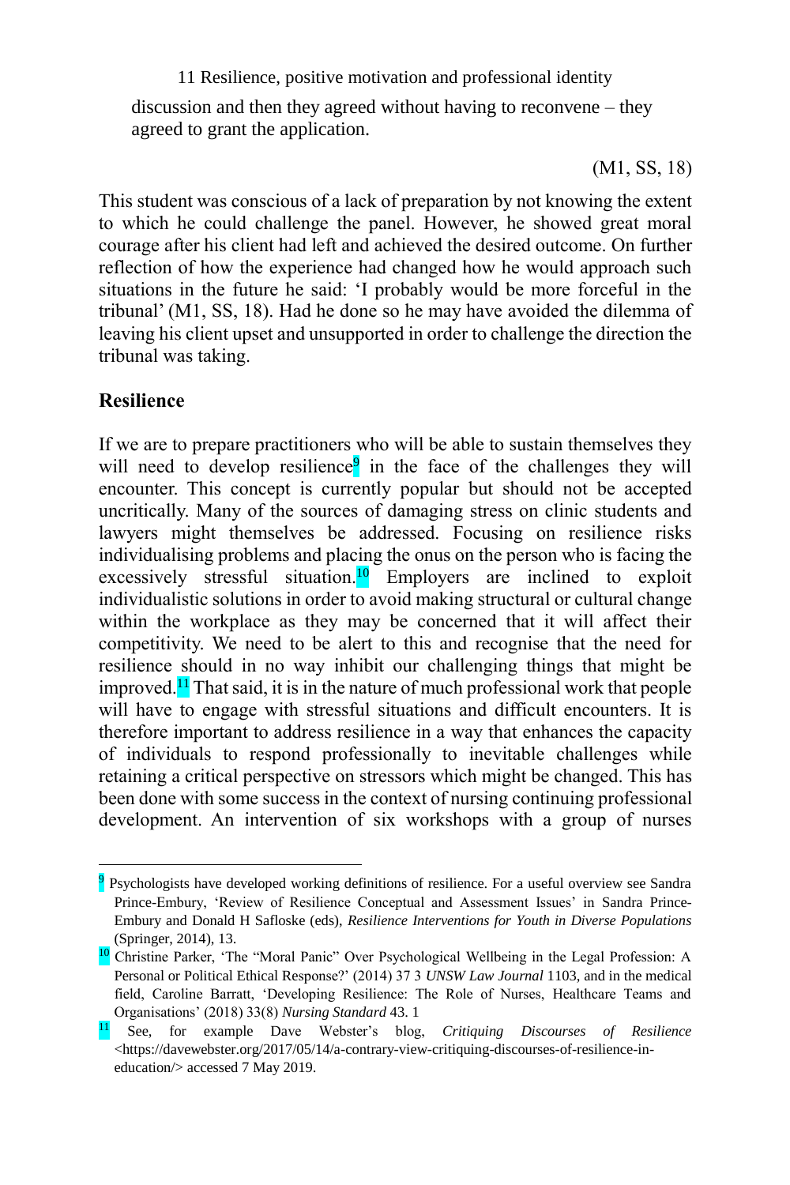discussion and then they agreed without having to reconvene – they agreed to grant the application.

(M1, SS, 18)

This student was conscious of a lack of preparation by not knowing the extent to which he could challenge the panel. However, he showed great moral courage after his client had left and achieved the desired outcome. On further reflection of how the experience had changed how he would approach such situations in the future he said: 'I probably would be more forceful in the tribunal' (M1, SS, 18). Had he done so he may have avoided the dilemma of leaving his client upset and unsupported in order to challenge the direction the tribunal was taking.

## Resilience

If we are to prepare practitioners who will be able to sustain themselves they will need to develop resilience[9] in the face of the challenges they will encounter. This concept is currently popular but should not be accepted uncritically. Many of the sources of damaging stress on clinic students and lawyers might themselves be addressed. Focusing on resilience risks individualising problems and placing the onus on the person who is facing the excessively stressful situation.[10] Employers are inclined to exploit individualistic solutions in order to avoid making structural or cultural change within the workplace as they may be concerned that it will affect their competitivity. We need to be alert to this and recognise that the need for resilience should in no way inhibit our challenging things that might be improved.[11] That said, it is in the nature of much professional work that people will have to engage with stressful situations and difficult encounters. It is therefore important to address resilience in a way that enhances the capacity of individuals to respond professionally to inevitable challenges while retaining a critical perspective on stressors which might be changed. This has been done with some success in the context of nursing continuing professional development. An intervention of six workshops with a group of nurses

---

[9] Psychologists have developed working definitions of resilience. For a useful overview see Sandra Prince-Embury, 'Review of Resilience Conceptual and Assessment Issues' in Sandra Prince-Embury and Donald H Safloske (eds), *Resilience Interventions for Youth in Diverse Populations* (Springer, 2014), 13.

[10] Christine Parker, 'The "Moral Panic" Over Psychological Wellbeing in the Legal Profession: A Personal or Political Ethical Response?' (2014) 37 3 *UNSW Law Journal* 1103, and in the medical field, Caroline Barratt, 'Developing Resilience: The Role of Nurses, Healthcare Teams and Organisations' (2018) 33(8) *Nursing Standard* 43. 1

[11] See, for example Dave Webster's blog, *Critiquing Discourses of Resilience* <https://davewebster.org/2017/05/14/a-contrary-view-critiquing-discourses-of-resilience-in-education/> accessed 7 May 2019.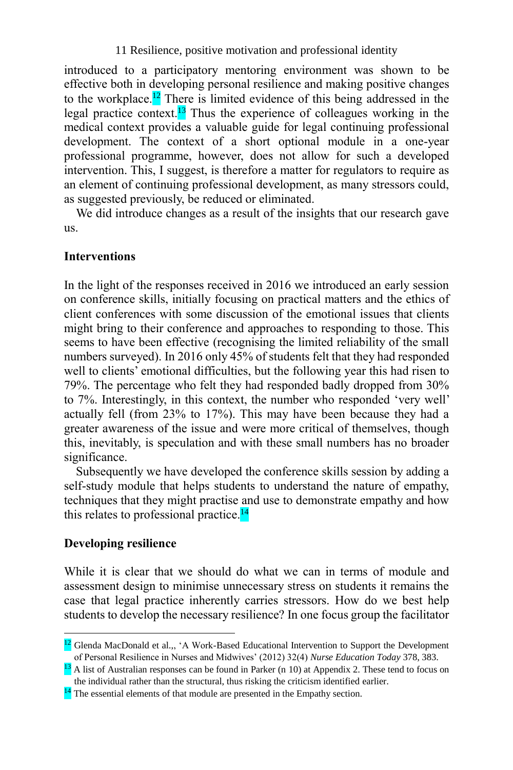introduced to a participatory mentoring environment was shown to be effective both in developing personal resilience and making positive changes to the workplace.[12] There is limited evidence of this being addressed in the legal practice context.[13] Thus the experience of colleagues working in the medical context provides a valuable guide for legal continuing professional development. The context of a short optional module in a one-year professional programme, however, does not allow for such a developed intervention. This, I suggest, is therefore a matter for regulators to require as an element of continuing professional development, as many stressors could, as suggested previously, be reduced or eliminated.

We did introduce changes as a result of the insights that our research gave us.

## Interventions

In the light of the responses received in 2016 we introduced an early session on conference skills, initially focusing on practical matters and the ethics of client conferences with some discussion of the emotional issues that clients might bring to their conference and approaches to responding to those. This seems to have been effective (recognising the limited reliability of the small numbers surveyed). In 2016 only 45% of students felt that they had responded well to clients' emotional difficulties, but the following year this had risen to 79%. The percentage who felt they had responded badly dropped from 30% to 7%. Interestingly, in this context, the number who responded 'very well' actually fell (from 23% to 17%). This may have been because they had a greater awareness of the issue and were more critical of themselves, though this, inevitably, is speculation and with these small numbers has no broader significance.

Subsequently we have developed the conference skills session by adding a self-study module that helps students to understand the nature of empathy, techniques that they might practise and use to demonstrate empathy and how this relates to professional practice.[14]

## Developing resilience

While it is clear that we should do what we can in terms of module and assessment design to minimise unnecessary stress on students it remains the case that legal practice inherently carries stressors. How do we best help students to develop the necessary resilience? In one focus group the facilitator

---

[12] Glenda MacDonald et al.,, 'A Work-Based Educational Intervention to Support the Development of Personal Resilience in Nurses and Midwives' (2012) 32(4) *Nurse Education Today* 378, 383.

[13] A list of Australian responses can be found in Parker (n 10) at Appendix 2. These tend to focus on the individual rather than the structural, thus risking the criticism identified earlier.

[14] The essential elements of that module are presented in the Empathy section.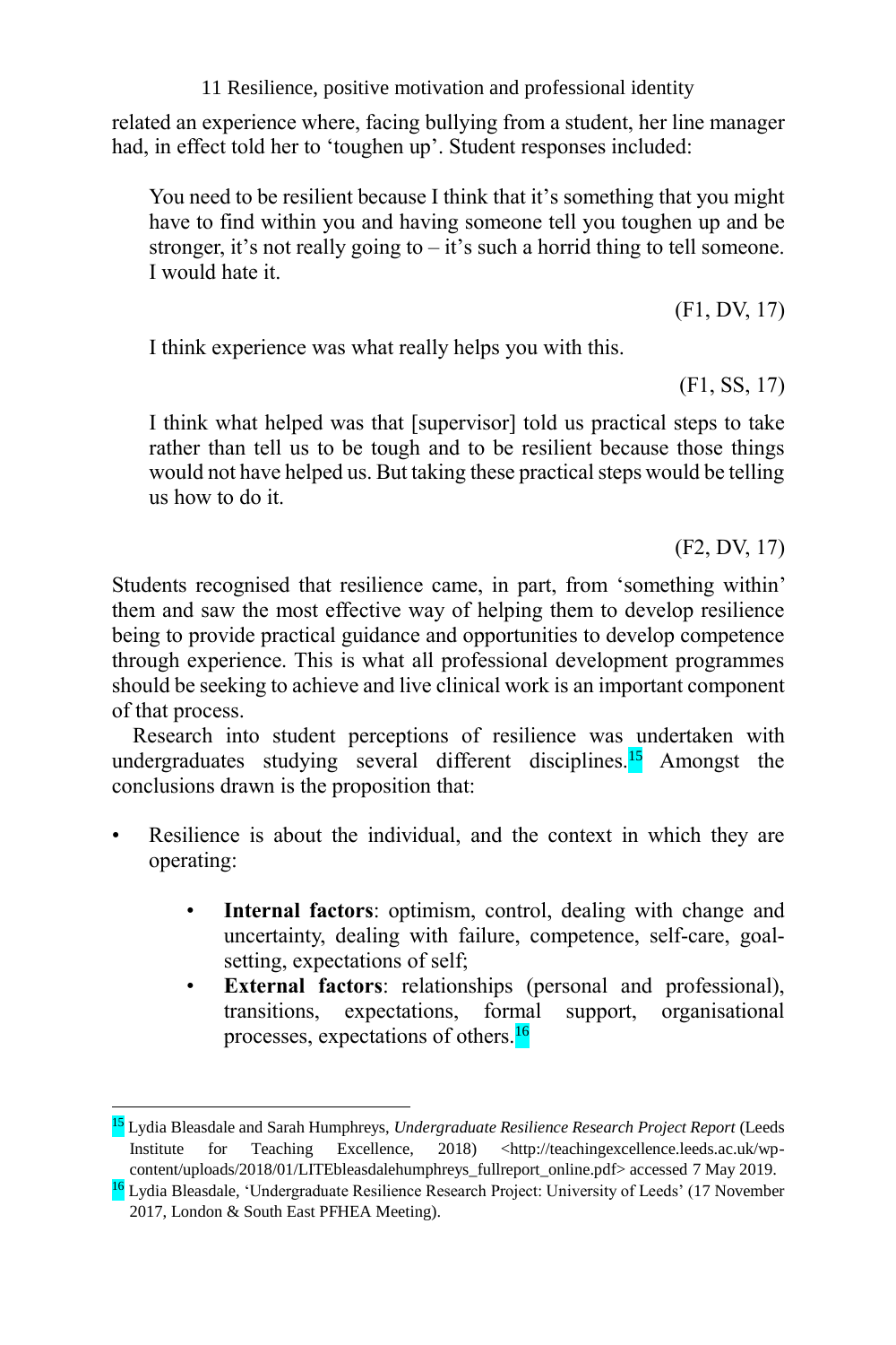related an experience where, facing bullying from a student, her line manager had, in effect told her to 'toughen up'. Student responses included:

> You need to be resilient because I think that it's something that you might have to find within you and having someone tell you toughen up and be stronger, it's not really going to – it's such a horrid thing to tell someone. I would hate it.
>
> (F1, DV, 17)

> I think experience was what really helps you with this.
>
> (F1, SS, 17)

> I think what helped was that [supervisor] told us practical steps to take rather than tell us to be tough and to be resilient because those things would not have helped us. But taking these practical steps would be telling us how to do it.
>
> (F2, DV, 17)

Students recognised that resilience came, in part, from 'something within' them and saw the most effective way of helping them to develop resilience being to provide practical guidance and opportunities to develop competence through experience. This is what all professional development programmes should be seeking to achieve and live clinical work is an important component of that process.

Research into student perceptions of resilience was undertaken with undergraduates studying several different disciplines.[15] Amongst the conclusions drawn is the proposition that:

- Resilience is about the individual, and the context in which they are operating:
  - **Internal factors**: optimism, control, dealing with change and uncertainty, dealing with failure, competence, self-care, goal-setting, expectations of self;
  - **External factors**: relationships (personal and professional), transitions, expectations, formal support, organisational processes, expectations of others.[16]

---

[15] Lydia Bleasdale and Sarah Humphreys, *Undergraduate Resilience Research Project Report* (Leeds Institute for Teaching Excellence, 2018) <http://teachingexcellence.leeds.ac.uk/wp-content/uploads/2018/01/LITEbleasdalehumphreys_fullreport_online.pdf> accessed 7 May 2019.

[16] Lydia Bleasdale, 'Undergraduate Resilience Research Project: University of Leeds' (17 November 2017, London & South East PFHEA Meeting).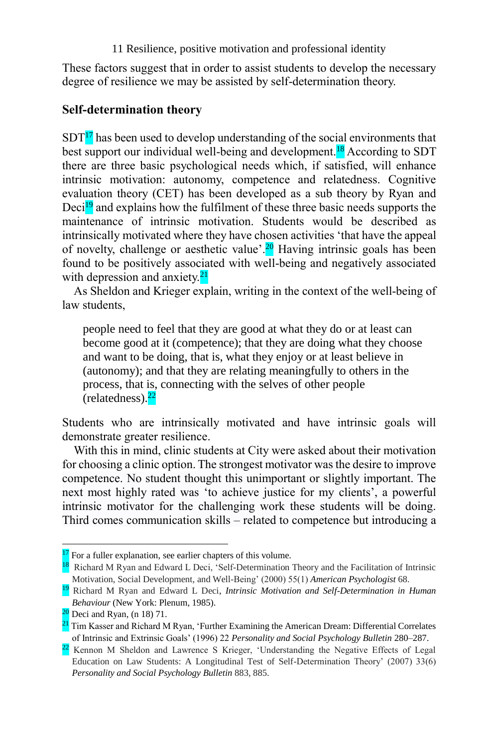These factors suggest that in order to assist students to develop the necessary degree of resilience we may be assisted by self-determination theory.

## Self-determination theory

SDT[17] has been used to develop understanding of the social environments that best support our individual well-being and development.[18] According to SDT there are three basic psychological needs which, if satisfied, will enhance intrinsic motivation: autonomy, competence and relatedness. Cognitive evaluation theory (CET) has been developed as a sub theory by Ryan and Deci[19] and explains how the fulfilment of these three basic needs supports the maintenance of intrinsic motivation. Students would be described as intrinsically motivated where they have chosen activities 'that have the appeal of novelty, challenge or aesthetic value'.[20] Having intrinsic goals has been found to be positively associated with well-being and negatively associated with depression and anxiety.[21]

As Sheldon and Krieger explain, writing in the context of the well-being of law students,

> people need to feel that they are good at what they do or at least can become good at it (competence); that they are doing what they choose and want to be doing, that is, what they enjoy or at least believe in (autonomy); and that they are relating meaningfully to others in the process, that is, connecting with the selves of other people (relatedness).[22]

Students who are intrinsically motivated and have intrinsic goals will demonstrate greater resilience.

With this in mind, clinic students at City were asked about their motivation for choosing a clinic option. The strongest motivator was the desire to improve competence. No student thought this unimportant or slightly important. The next most highly rated was 'to achieve justice for my clients', a powerful intrinsic motivator for the challenging work these students will be doing. Third comes communication skills – related to competence but introducing a

---

[17] For a fuller explanation, see earlier chapters of this volume.

[18] Richard M Ryan and Edward L Deci, 'Self-Determination Theory and the Facilitation of Intrinsic Motivation, Social Development, and Well-Being' (2000) 55(1) *American Psychologist* 68.

[19] Richard M Ryan and Edward L Deci, *Intrinsic Motivation and Self-Determination in Human Behaviour* (New York: Plenum, 1985).

[20] Deci and Ryan, (n 18) 71.

[21] Tim Kasser and Richard M Ryan, 'Further Examining the American Dream: Differential Correlates of Intrinsic and Extrinsic Goals' (1996) 22 *Personality and Social Psychology Bulletin* 280–287.

[22] Kennon M Sheldon and Lawrence S Krieger, 'Understanding the Negative Effects of Legal Education on Law Students: A Longitudinal Test of Self-Determination Theory' (2007) 33(6) *Personality and Social Psychology Bulletin* 883, 885.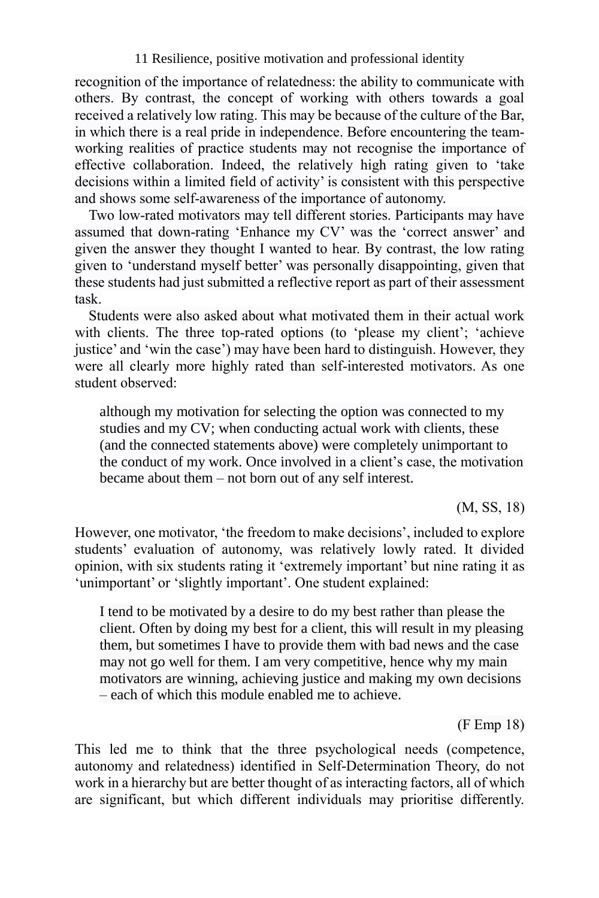recognition of the importance of relatedness: the ability to communicate with others. By contrast, the concept of working with others towards a goal received a relatively low rating. This may be because of the culture of the Bar, in which there is a real pride in independence. Before encountering the team-working realities of practice students may not recognise the importance of effective collaboration. Indeed, the relatively high rating given to 'take decisions within a limited field of activity' is consistent with this perspective and shows some self-awareness of the importance of autonomy.

Two low-rated motivators may tell different stories. Participants may have assumed that down-rating 'Enhance my CV' was the 'correct answer' and given the answer they thought I wanted to hear. By contrast, the low rating given to 'understand myself better' was personally disappointing, given that these students had just submitted a reflective report as part of their assessment task.

Students were also asked about what motivated them in their actual work with clients. The three top-rated options (to 'please my client'; 'achieve justice' and 'win the case') may have been hard to distinguish. However, they were all clearly more highly rated than self-interested motivators. As one student observed:

> although my motivation for selecting the option was connected to my studies and my CV; when conducting actual work with clients, these (and the connected statements above) were completely unimportant to the conduct of my work. Once involved in a client's case, the motivation became about them – not born out of any self interest.
>
> (M, SS, 18)

However, one motivator, 'the freedom to make decisions', included to explore students' evaluation of autonomy, was relatively lowly rated. It divided opinion, with six students rating it 'extremely important' but nine rating it as 'unimportant' or 'slightly important'. One student explained:

> I tend to be motivated by a desire to do my best rather than please the client. Often by doing my best for a client, this will result in my pleasing them, but sometimes I have to provide them with bad news and the case may not go well for them. I am very competitive, hence why my main motivators are winning, achieving justice and making my own decisions – each of which this module enabled me to achieve.
>
> (F Emp 18)

This led me to think that the three psychological needs (competence, autonomy and relatedness) identified in Self-Determination Theory, do not work in a hierarchy but are better thought of as interacting factors, all of which are significant, but which different individuals may prioritise differently.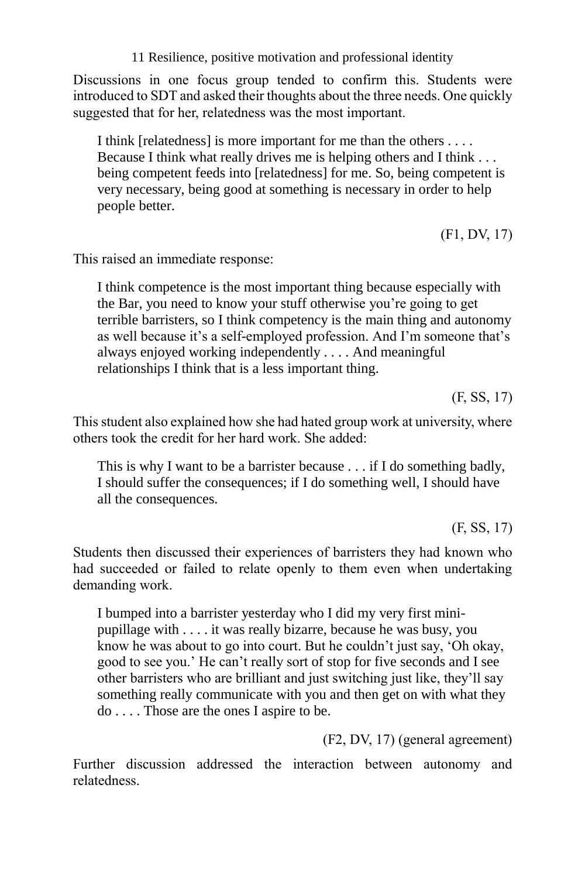Discussions in one focus group tended to confirm this. Students were introduced to SDT and asked their thoughts about the three needs. One quickly suggested that for her, relatedness was the most important.

> I think [relatedness] is more important for me than the others . . . . Because I think what really drives me is helping others and I think . . . being competent feeds into [relatedness] for me. So, being competent is very necessary, being good at something is necessary in order to help people better.
>
> (F1, DV, 17)

This raised an immediate response:

> I think competence is the most important thing because especially with the Bar, you need to know your stuff otherwise you're going to get terrible barristers, so I think competency is the main thing and autonomy as well because it's a self-employed profession. And I'm someone that's always enjoyed working independently . . . . And meaningful relationships I think that is a less important thing.
>
> (F, SS, 17)

This student also explained how she had hated group work at university, where others took the credit for her hard work. She added:

> This is why I want to be a barrister because . . . if I do something badly, I should suffer the consequences; if I do something well, I should have all the consequences.
>
> (F, SS, 17)

Students then discussed their experiences of barristers they had known who had succeeded or failed to relate openly to them even when undertaking demanding work.

> I bumped into a barrister yesterday who I did my very first mini-pupillage with . . . . it was really bizarre, because he was busy, you know he was about to go into court. But he couldn't just say, 'Oh okay, good to see you.' He can't really sort of stop for five seconds and I see other barristers who are brilliant and just switching just like, they'll say something really communicate with you and then get on with what they do . . . . Those are the ones I aspire to be.
>
> (F2, DV, 17) (general agreement)

Further discussion addressed the interaction between autonomy and relatedness.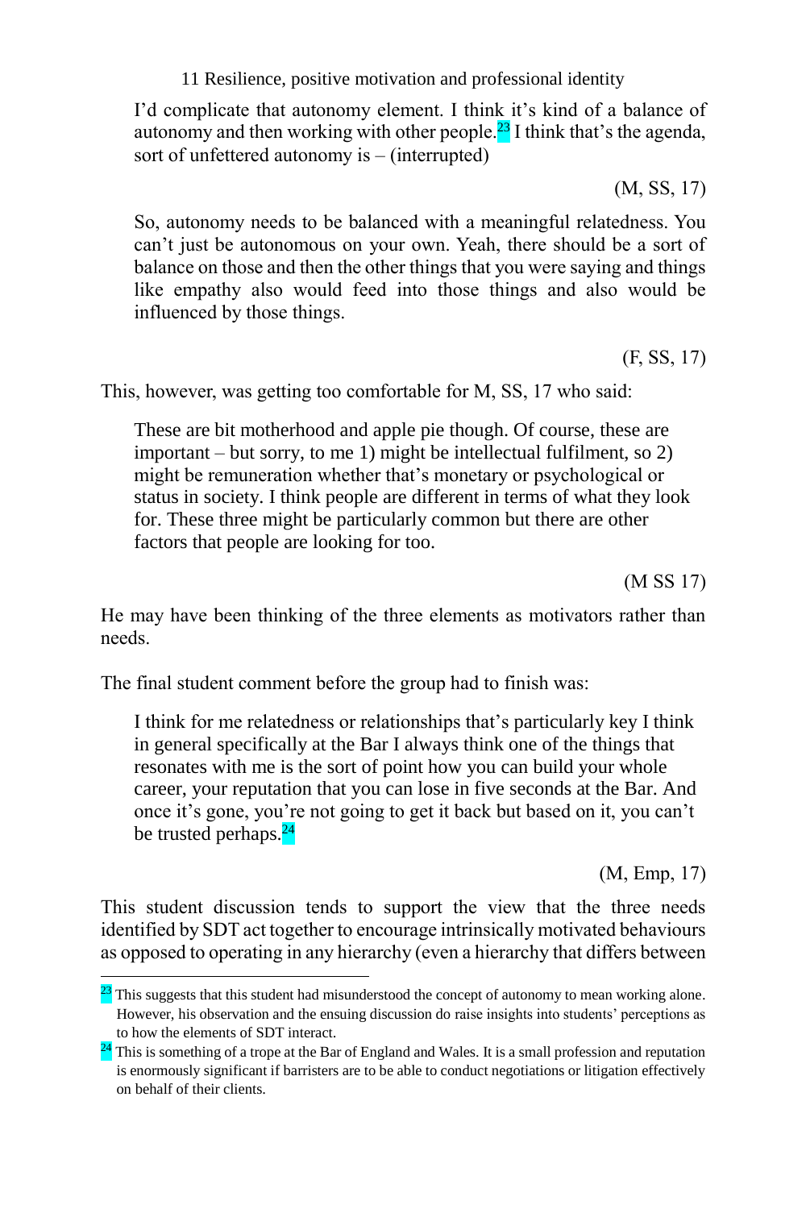I'd complicate that autonomy element. I think it's kind of a balance of autonomy and then working with other people.[23] I think that's the agenda, sort of unfettered autonomy is – (interrupted)

(M, SS, 17)

So, autonomy needs to be balanced with a meaningful relatedness. You can't just be autonomous on your own. Yeah, there should be a sort of balance on those and then the other things that you were saying and things like empathy also would feed into those things and also would be influenced by those things.

(F, SS, 17)

This, however, was getting too comfortable for M, SS, 17 who said:

These are bit motherhood and apple pie though. Of course, these are important – but sorry, to me 1) might be intellectual fulfilment, so 2) might be remuneration whether that's monetary or psychological or status in society. I think people are different in terms of what they look for. These three might be particularly common but there are other factors that people are looking for too.

(M SS 17)

He may have been thinking of the three elements as motivators rather than needs.

The final student comment before the group had to finish was:

I think for me relatedness or relationships that's particularly key I think in general specifically at the Bar I always think one of the things that resonates with me is the sort of point how you can build your whole career, your reputation that you can lose in five seconds at the Bar. And once it's gone, you're not going to get it back but based on it, you can't be trusted perhaps.[24]

(M, Emp, 17)

This student discussion tends to support the view that the three needs identified by SDT act together to encourage intrinsically motivated behaviours as opposed to operating in any hierarchy (even a hierarchy that differs between

---

[23] This suggests that this student had misunderstood the concept of autonomy to mean working alone. However, his observation and the ensuing discussion do raise insights into students' perceptions as to how the elements of SDT interact.

[24] This is something of a trope at the Bar of England and Wales. It is a small profession and reputation is enormously significant if barristers are to be able to conduct negotiations or litigation effectively on behalf of their clients.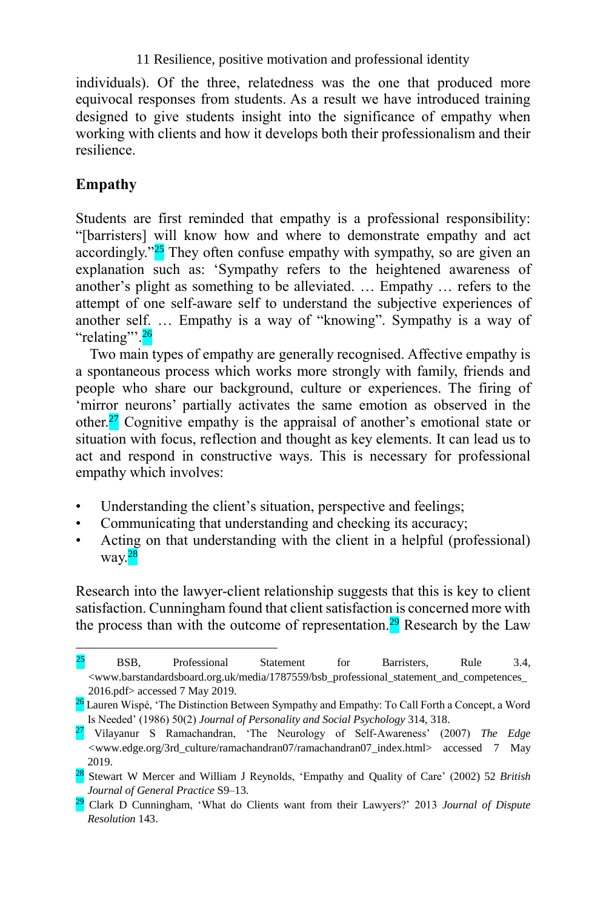individuals). Of the three, relatedness was the one that produced more equivocal responses from students. As a result we have introduced training designed to give students insight into the significance of empathy when working with clients and how it develops both their professionalism and their resilience.

## Empathy

Students are first reminded that empathy is a professional responsibility: "[barristers] will know how and where to demonstrate empathy and act accordingly."[25] They often confuse empathy with sympathy, so are given an explanation such as: 'Sympathy refers to the heightened awareness of another's plight as something to be alleviated. … Empathy … refers to the attempt of one self-aware self to understand the subjective experiences of another self. … Empathy is a way of "knowing". Sympathy is a way of "relating"'.[26]

Two main types of empathy are generally recognised. Affective empathy is a spontaneous process which works more strongly with family, friends and people who share our background, culture or experiences. The firing of 'mirror neurons' partially activates the same emotion as observed in the other.[27] Cognitive empathy is the appraisal of another's emotional state or situation with focus, reflection and thought as key elements. It can lead us to act and respond in constructive ways. This is necessary for professional empathy which involves:

- Understanding the client's situation, perspective and feelings;
- Communicating that understanding and checking its accuracy;
- Acting on that understanding with the client in a helpful (professional) way.[28]

Research into the lawyer-client relationship suggests that this is key to client satisfaction. Cunningham found that client satisfaction is concerned more with the process than with the outcome of representation.[29] Research by the Law

---

[25] BSB, Professional Statement for Barristers, Rule 3.4, <www.barstandardsboard.org.uk/media/1787559/bsb_professional_statement_and_competences_2016.pdf> accessed 7 May 2019.

[26] Lauren Wispé, 'The Distinction Between Sympathy and Empathy: To Call Forth a Concept, a Word Is Needed' (1986) 50(2) *Journal of Personality and Social Psychology* 314, 318.

[27] Vilayanur S Ramachandran, 'The Neurology of Self-Awareness' (2007) *The Edge* <www.edge.org/3rd_culture/ramachandran07/ramachandran07_index.html> accessed 7 May 2019.

[28] Stewart W Mercer and William J Reynolds, 'Empathy and Quality of Care' (2002) 52 *British Journal of General Practice* S9–13.

[29] Clark D Cunningham, 'What do Clients want from their Lawyers?' 2013 *Journal of Dispute Resolution* 143.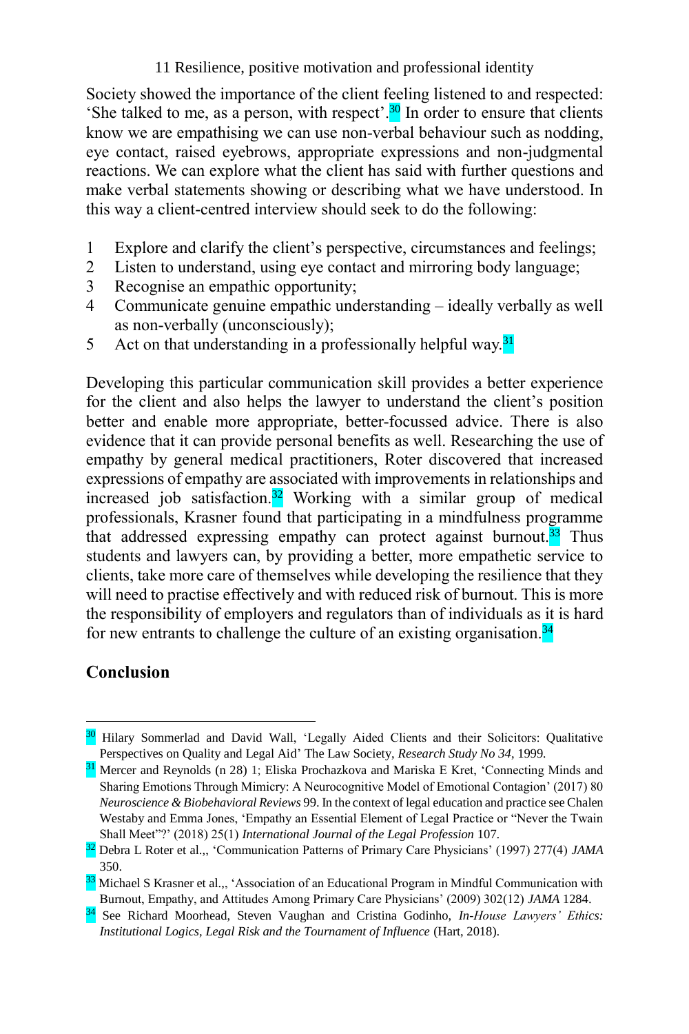Society showed the importance of the client feeling listened to and respected: 'She talked to me, as a person, with respect'.[30] In order to ensure that clients know we are empathising we can use non-verbal behaviour such as nodding, eye contact, raised eyebrows, appropriate expressions and non-judgmental reactions. We can explore what the client has said with further questions and make verbal statements showing or describing what we have understood. In this way a client-centred interview should seek to do the following:

1. Explore and clarify the client's perspective, circumstances and feelings;
2. Listen to understand, using eye contact and mirroring body language;
3. Recognise an empathic opportunity;
4. Communicate genuine empathic understanding – ideally verbally as well as non-verbally (unconsciously);
5. Act on that understanding in a professionally helpful way.[31]

Developing this particular communication skill provides a better experience for the client and also helps the lawyer to understand the client's position better and enable more appropriate, better-focussed advice. There is also evidence that it can provide personal benefits as well. Researching the use of empathy by general medical practitioners, Roter discovered that increased expressions of empathy are associated with improvements in relationships and increased job satisfaction.[32] Working with a similar group of medical professionals, Krasner found that participating in a mindfulness programme that addressed expressing empathy can protect against burnout.[33] Thus students and lawyers can, by providing a better, more empathetic service to clients, take more care of themselves while developing the resilience that they will need to practise effectively and with reduced risk of burnout. This is more the responsibility of employers and regulators than of individuals as it is hard for new entrants to challenge the culture of an existing organisation.[34]

## Conclusion

---

[30] Hilary Sommerlad and David Wall, 'Legally Aided Clients and their Solicitors: Qualitative Perspectives on Quality and Legal Aid' The Law Society, *Research Study No 34*, 1999.

[31] Mercer and Reynolds (n 28) 1; Eliska Prochazkova and Mariska E Kret, 'Connecting Minds and Sharing Emotions Through Mimicry: A Neurocognitive Model of Emotional Contagion' (2017) 80 *Neuroscience & Biobehavioral Reviews* 99. In the context of legal education and practice see Chalen Westaby and Emma Jones, 'Empathy an Essential Element of Legal Practice or "Never the Twain Shall Meet"?' (2018) 25(1) *International Journal of the Legal Profession* 107.

[32] Debra L Roter et al.,, 'Communication Patterns of Primary Care Physicians' (1997) 277(4) *JAMA* 350.

[33] Michael S Krasner et al.,, 'Association of an Educational Program in Mindful Communication with Burnout, Empathy, and Attitudes Among Primary Care Physicians' (2009) 302(12) *JAMA* 1284.

[34] See Richard Moorhead, Steven Vaughan and Cristina Godinho, *In-House Lawyers' Ethics: Institutional Logics, Legal Risk and the Tournament of Influence* (Hart, 2018).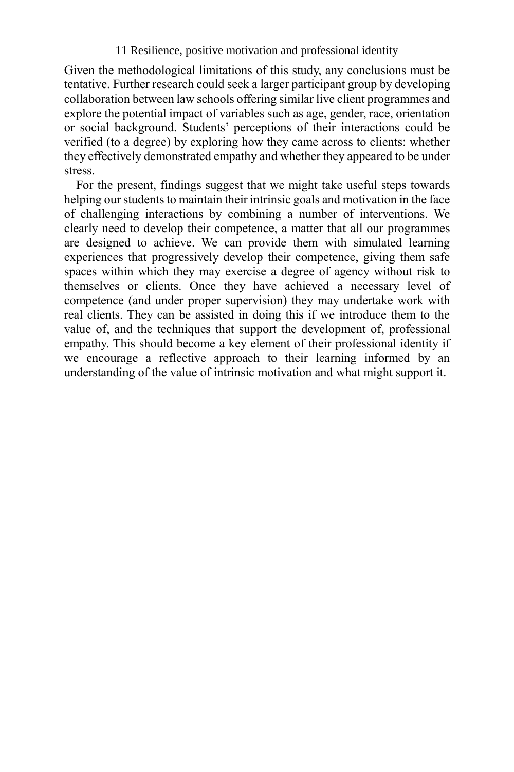Given the methodological limitations of this study, any conclusions must be tentative. Further research could seek a larger participant group by developing collaboration between law schools offering similar live client programmes and explore the potential impact of variables such as age, gender, race, orientation or social background. Students' perceptions of their interactions could be verified (to a degree) by exploring how they came across to clients: whether they effectively demonstrated empathy and whether they appeared to be under stress.

For the present, findings suggest that we might take useful steps towards helping our students to maintain their intrinsic goals and motivation in the face of challenging interactions by combining a number of interventions. We clearly need to develop their competence, a matter that all our programmes are designed to achieve. We can provide them with simulated learning experiences that progressively develop their competence, giving them safe spaces within which they may exercise a degree of agency without risk to themselves or clients. Once they have achieved a necessary level of competence (and under proper supervision) they may undertake work with real clients. They can be assisted in doing this if we introduce them to the value of, and the techniques that support the development of, professional empathy. This should become a key element of their professional identity if we encourage a reflective approach to their learning informed by an understanding of the value of intrinsic motivation and what might support it.